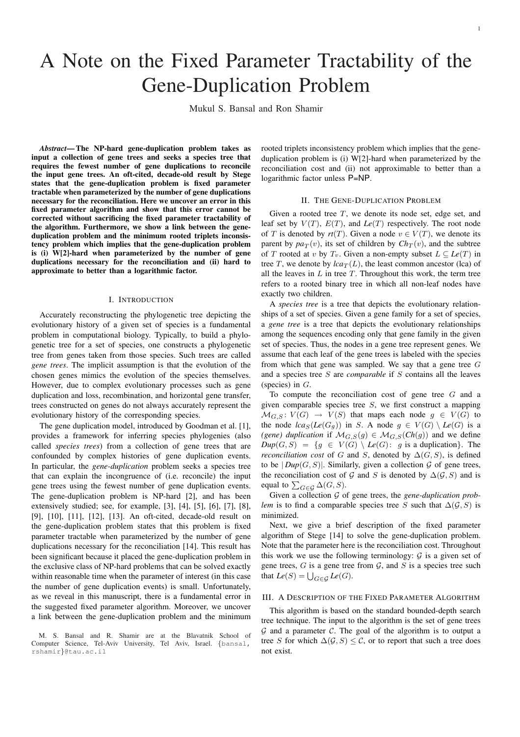# A Note on the Fixed Parameter Tractability of the Gene-Duplication Problem

Mukul S. Bansal and Ron Shamir

***Abstract*— The NP-hard gene-duplication problem takes as input a collection of gene trees and seeks a species tree that requires the fewest number of gene duplications to reconcile the input gene trees. An oft-cited, decade-old result by Stege states that the gene-duplication problem is fixed parameter tractable when parameterized by the number of gene duplications necessary for the reconciliation. Here we uncover an error in this fixed parameter algorithm and show that this error cannot be corrected without sacrificing the fixed parameter tractability of the algorithm. Furthermore, we show a link between the gene-duplication problem and the minimum rooted triplets inconsistency problem which implies that the gene-duplication problem is (i) W[2]-hard when parameterized by the number of gene duplications necessary for the reconciliation and (ii) hard to approximate to better than a logarithmic factor.**

## I. Introduction

Accurately reconstructing the phylogenetic tree depicting the evolutionary history of a given set of species is a fundamental problem in computational biology. Typically, to build a phylogenetic tree for a set of species, one constructs a phylogenetic tree from genes taken from those species. Such trees are called *gene trees*. The implicit assumption is that the evolution of the chosen genes mimics the evolution of the species themselves. However, due to complex evolutionary processes such as gene duplication and loss, recombination, and horizontal gene transfer, trees constructed on genes do not always accurately represent the evolutionary history of the corresponding species.

The gene duplication model, introduced by Goodman et al. [1], provides a framework for inferring species phylogenies (also called *species trees*) from a collection of gene trees that are confounded by complex histories of gene duplication events. In particular, the *gene-duplication* problem seeks a species tree that can explain the incongruence of (i.e. reconcile) the input gene trees using the fewest number of gene duplications. The gene-duplication problem is NP-hard [2], and has been extensively studied; see, for example, [3], [4], [5], [6], [7], [8], [9], [10], [11], [12], [13]. An oft-cited, decade-old result on the gene-duplication problem states that this problem is fixed parameter tractable when parameterized by the number of gene duplications necessary for the reconciliation [14]. This result has been significant because it placed the gene-duplication problem in the exclusive class of NP-hard problems that can be solved exactly within reasonable time when the parameter of interest (in this case the number of gene duplication events) is small. Unfortunately, as we reveal in this manuscript, there is a fundamental error in the suggested fixed parameter algorithm. Moreover, we uncover a link between the gene-duplication problem and the minimum rooted triplets inconsistency problem which implies that the gene-duplication problem is (i) W[2]-hard when parameterized by the reconciliation cost and (ii) not approximable to better than a logarithmic factor unless P=NP.

M. S. Bansal and R. Shamir are at the Blavatnik School of Computer Science, Tel-Aviv University, Tel Aviv, Israel. {bansal, rshamir}@tau.ac.il

## II. The Gene-Duplication Problem

Given a rooted tree $T$, we denote its node set, edge set, and leaf set by $V(T)$, $E(T)$, and $Le(T)$ respectively. The root node of $T$ is denoted by $rt(T)$. Given a node $v \in V(T)$, we denote its parent by $pa_T(v)$, its set of children by $Ch_T(v)$, and the subtree of $T$ rooted at $v$ by $T_v$. Given a non-empty subset $L \subseteq Le(T)$ in tree $T$, we denote by $lca_T(L)$, the least common ancestor (lca) of all the leaves in $L$ in tree $T$. Throughout this work, the term tree refers to a rooted binary tree in which all non-leaf nodes have exactly two children.

A *species tree* is a tree that depicts the evolutionary relationships of a set of species. Given a gene family for a set of species, a *gene tree* is a tree that depicts the evolutionary relationships among the sequences encoding only that gene family in the given set of species. Thus, the nodes in a gene tree represent genes. We assume that each leaf of the gene trees is labeled with the species from which that gene was sampled. We say that a gene tree $G$ and a species tree $S$ are *comparable* if $S$ contains all the leaves (species) in $G$.

To compute the reconciliation cost of gene tree $G$ and a given comparable species tree $S$, we first construct a mapping $\mathcal{M}_{G,S}\colon V(G) \rightarrow V(S)$ that maps each node $g \in V(G)$ to the node $lca_S(Le(G_g))$ in $S$. A node $g \in V(G) \setminus Le(G)$ is a *(gene) duplication* if $\mathcal{M}_{G,S}(g) \in \mathcal{M}_{G,S}(Ch(g))$ and we define $Dup(G,S) = \{g \in V(G) \setminus Le(G)\colon\ g \text{ is a duplication}\}$. The *reconciliation cost* of $G$ and $S$, denoted by $\Delta(G,S)$, is defined to be $|\,Dup(G,S)|$. Similarly, given a collection $\mathcal{G}$ of gene trees, the reconciliation cost of $\mathcal{G}$ and $S$ is denoted by $\Delta(\mathcal{G},S)$ and is equal to $\sum_{G \in \mathcal{G}} \Delta(G,S)$.

Given a collection $\mathcal{G}$ of gene trees, the *gene-duplication problem* is to find a comparable species tree $S$ such that $\Delta(\mathcal{G},S)$ is minimized.

Next, we give a brief description of the fixed parameter algorithm of Stege [14] to solve the gene-duplication problem. Note that the parameter here is the reconciliation cost. Throughout this work we use the following terminology: $\mathcal{G}$ is a given set of gene trees, $G$ is a gene tree from $\mathcal{G}$, and $S$ is a species tree such that $Le(S) = \bigcup_{G \in \mathcal{G}} Le(G)$.

## III. A Description of the Fixed Parameter Algorithm

This algorithm is based on the standard bounded-depth search tree technique. The input to the algorithm is the set of gene trees $\mathcal{G}$ and a parameter $\mathcal{C}$. The goal of the algorithm is to output a tree $S$ for which $\Delta(\mathcal{G},S) \leq \mathcal{C}$, or to report that such a tree does not exist.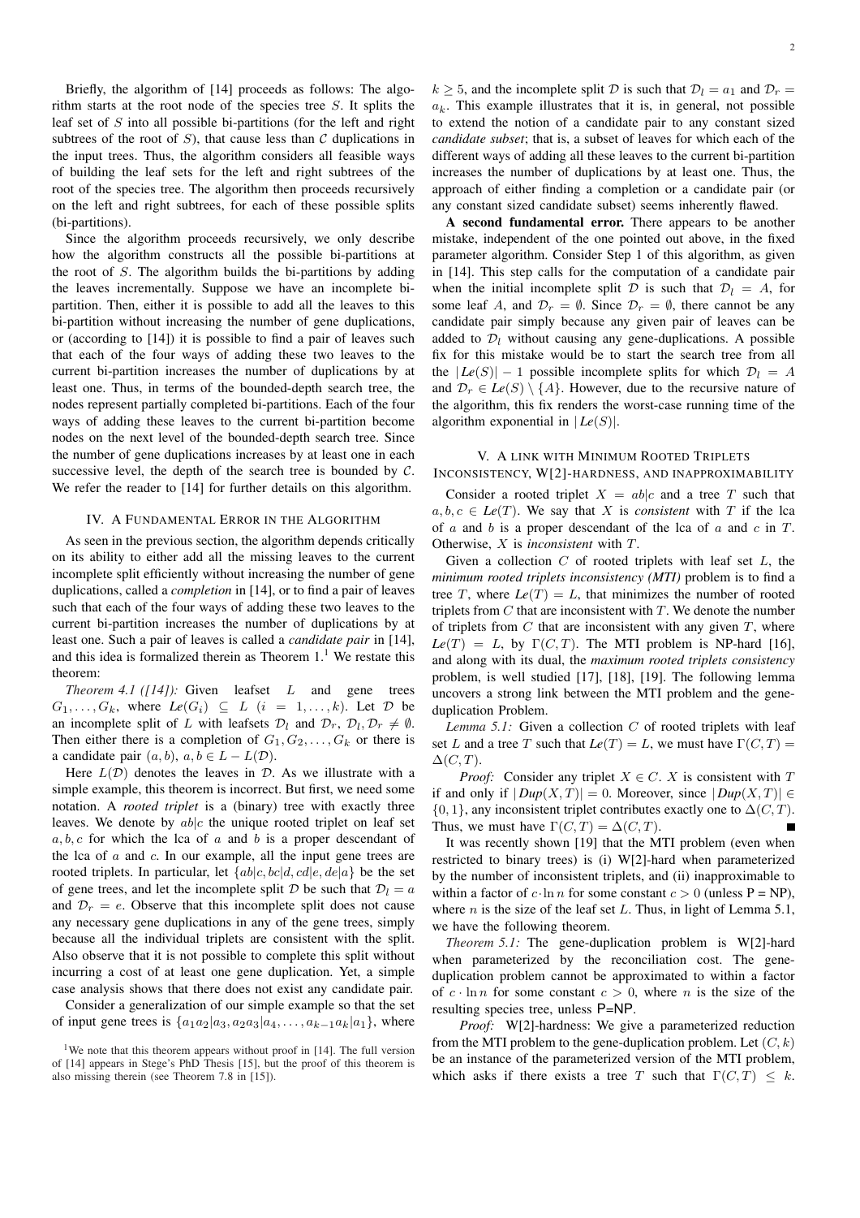Briefly, the algorithm of [14] proceeds as follows: The algorithm starts at the root node of the species tree $S$. It splits the leaf set of $S$ into all possible bi-partitions (for the left and right subtrees of the root of $S$), that cause less than $\mathcal{C}$ duplications in the input trees. Thus, the algorithm considers all feasible ways of building the leaf sets for the left and right subtrees of the root of the species tree. The algorithm then proceeds recursively on the left and right subtrees, for each of these possible splits (bi-partitions).

Since the algorithm proceeds recursively, we only describe how the algorithm constructs all the possible bi-partitions at the root of $S$. The algorithm builds the bi-partitions by adding the leaves incrementally. Suppose we have an incomplete bi-partition. Then, either it is possible to add all the leaves to this bi-partition without increasing the number of gene duplications, or (according to [14]) it is possible to find a pair of leaves such that each of the four ways of adding these two leaves to the current bi-partition increases the number of duplications by at least one. Thus, in terms of the bounded-depth search tree, the nodes represent partially completed bi-partitions. Each of the four ways of adding these leaves to the current bi-partition become nodes on the next level of the bounded-depth search tree. Since the number of gene duplications increases by at least one in each successive level, the depth of the search tree is bounded by $\mathcal{C}$. We refer the reader to [14] for further details on this algorithm.

## IV. A Fundamental Error in the Algorithm

As seen in the previous section, the algorithm depends critically on its ability to either add all the missing leaves to the current incomplete split efficiently without increasing the number of gene duplications, called a *completion* in [14], or to find a pair of leaves such that each of the four ways of adding these two leaves to the current bi-partition increases the number of duplications by at least one. Such a pair of leaves is called a *candidate pair* in [14], and this idea is formalized therein as Theorem 1.[1] We restate this theorem:

*Theorem 4.1 ([14]):* Given leafset $L$ and gene trees $G_1, \ldots, G_k$, where $Le(G_i) \subseteq L$ $(i = 1, \ldots, k)$. Let $\mathcal{D}$ be an incomplete split of $L$ with leafsets $\mathcal{D}_l$ and $\mathcal{D}_r$, $\mathcal{D}_l, \mathcal{D}_r \neq \emptyset$. Then either there is a completion of $G_1, G_2, \ldots, G_k$ or there is a candidate pair $(a, b)$, $a, b \in L - L(\mathcal{D})$.

Here $L(\mathcal{D})$ denotes the leaves in $\mathcal{D}$. As we illustrate with a simple example, this theorem is incorrect. But first, we need some notation. A *rooted triplet* is a (binary) tree with exactly three leaves. We denote by $ab|c$ the unique rooted triplet on leaf set $a, b, c$ for which the lca of $a$ and $b$ is a proper descendant of the lca of $a$ and $c$. In our example, all the input gene trees are rooted triplets. In particular, let $\{ab|c, bc|d, cd|e, de|a\}$ be the set of gene trees, and let the incomplete split $\mathcal{D}$ be such that $\mathcal{D}_l = a$ and $\mathcal{D}_r = e$. Observe that this incomplete split does not cause any necessary gene duplications in any of the gene trees, simply because all the individual triplets are consistent with the split. Also observe that it is not possible to complete this split without incurring a cost of at least one gene duplication. Yet, a simple case analysis shows that there does not exist any candidate pair.

Consider a generalization of our simple example so that the set of input gene trees is $\{a_1a_2|a_3, a_2a_3|a_4, \ldots, a_{k-1}a_k|a_1\}$, where $k \geq 5$, and the incomplete split $\mathcal{D}$ is such that $\mathcal{D}_l = a_1$ and $\mathcal{D}_r = a_k$. This example illustrates that it is, in general, not possible to extend the notion of a candidate pair to any constant sized *candidate subset*; that is, a subset of leaves for which each of the different ways of adding all these leaves to the current bi-partition increases the number of duplications by at least one. Thus, the approach of either finding a completion or a candidate pair (or any constant sized candidate subset) seems inherently flawed.

**A second fundamental error.** There appears to be another mistake, independent of the one pointed out above, in the fixed parameter algorithm. Consider Step 1 of this algorithm, as given in [14]. This step calls for the computation of a candidate pair when the initial incomplete split $\mathcal{D}$ is such that $\mathcal{D}_l = A$, for some leaf $A$, and $\mathcal{D}_r = \emptyset$. Since $\mathcal{D}_r = \emptyset$, there cannot be any candidate pair simply because any given pair of leaves can be added to $\mathcal{D}_l$ without causing any gene-duplications. A possible fix for this mistake would be to start the search tree from all the $|Le(S)| - 1$ possible incomplete splits for which $\mathcal{D}_l = A$ and $\mathcal{D}_r \in Le(S) \setminus \{A\}$. However, due to the recursive nature of the algorithm, this fix renders the worst-case running time of the algorithm exponential in $|Le(S)|$.

## V. A Link with Minimum Rooted Triplets Inconsistency, W[2]-hardness, and Inapproximability

Consider a rooted triplet $X = ab|c$ and a tree $T$ such that $a, b, c \in Le(T)$. We say that $X$ is *consistent* with $T$ if the lca of $a$ and $b$ is a proper descendant of the lca of $a$ and $c$ in $T$. Otherwise, $X$ is *inconsistent* with $T$.

Given a collection $C$ of rooted triplets with leaf set $L$, the *minimum rooted triplets inconsistency (MTI)* problem is to find a tree $T$, where $Le(T) = L$, that minimizes the number of rooted triplets from $C$ that are inconsistent with $T$. We denote the number of triplets from $C$ that are inconsistent with any given $T$, where $Le(T) = L$, by $\Gamma(C, T)$. The MTI problem is NP-hard [16], and along with its dual, the *maximum rooted triplets consistency* problem, is well studied [17], [18], [19]. The following lemma uncovers a strong link between the MTI problem and the gene-duplication Problem.

*Lemma 5.1:* Given a collection $C$ of rooted triplets with leaf set $L$ and a tree $T$ such that $Le(T) = L$, we must have $\Gamma(C, T) = \Delta(C, T)$.

*Proof:* Consider any triplet $X \in C$. $X$ is consistent with $T$ if and only if $|Dup(X, T)| = 0$. Moreover, since $|Dup(X, T)| \in \{0, 1\}$, any inconsistent triplet contributes exactly one to $\Delta(C, T)$. Thus, we must have $\Gamma(C, T) = \Delta(C, T)$. ∎

It was recently shown [19] that the MTI problem (even when restricted to binary trees) is (i) W[2]-hard when parameterized by the number of inconsistent triplets, and (ii) inapproximable to within a factor of $c \cdot \ln n$ for some constant $c > 0$ (unless P = NP), where $n$ is the size of the leaf set $L$. Thus, in light of Lemma 5.1, we have the following theorem.

*Theorem 5.1:* The gene-duplication problem is W[2]-hard when parameterized by the reconciliation cost. The gene-duplication problem cannot be approximated to within a factor of $c \cdot \ln n$ for some constant $c > 0$, where $n$ is the size of the resulting species tree, unless P=NP.

*Proof:* W[2]-hardness: We give a parameterized reduction from the MTI problem to the gene-duplication problem. Let $(C, k)$ be an instance of the parameterized version of the MTI problem, which asks if there exists a tree $T$ such that $\Gamma(C, T) \leq k$.

[1] We note that this theorem appears without proof in [14]. The full version of [14] appears in Stege's PhD Thesis [15], but the proof of this theorem is also missing therein (see Theorem 7.8 in [15]).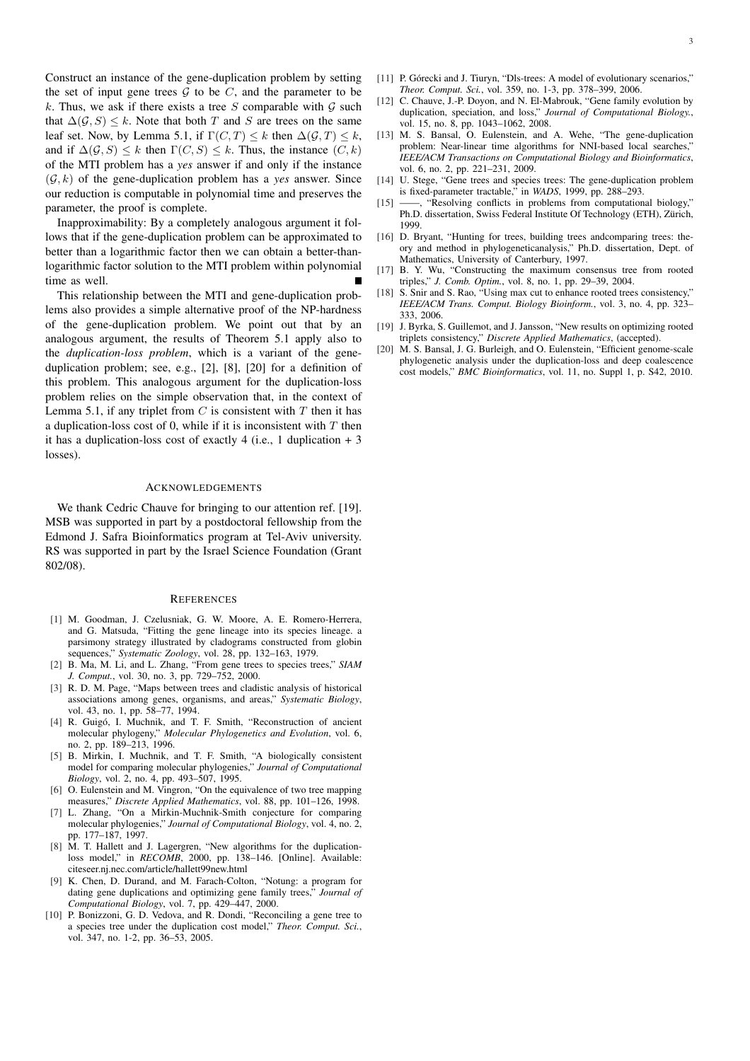Construct an instance of the gene-duplication problem by setting the set of input gene trees $\mathcal{G}$ to be $C$, and the parameter to be $k$. Thus, we ask if there exists a tree $S$ comparable with $\mathcal{G}$ such that $\Delta(\mathcal{G}, S) \leq k$. Note that both $T$ and $S$ are trees on the same leaf set. Now, by Lemma 5.1, if $\Gamma(C, T) \leq k$ then $\Delta(\mathcal{G}, T) \leq k$, and if $\Delta(\mathcal{G}, S) \leq k$ then $\Gamma(C, S) \leq k$. Thus, the instance $(C, k)$ of the MTI problem has a *yes* answer if and only if the instance $(\mathcal{G}, k)$ of the gene-duplication problem has a *yes* answer. Since our reduction is computable in polynomial time and preserves the parameter, the proof is complete.

Inapproximability: By a completely analogous argument it follows that if the gene-duplication problem can be approximated to better than a logarithmic factor then we can obtain a better-than-logarithmic factor solution to the MTI problem within polynomial time as well. ■

This relationship between the MTI and gene-duplication problems also provides a simple alternative proof of the NP-hardness of the gene-duplication problem. We point out that by an analogous argument, the results of Theorem 5.1 apply also to the *duplication-loss problem*, which is a variant of the gene-duplication problem; see, e.g., [2], [8], [20] for a definition of this problem. This analogous argument for the duplication-loss problem relies on the simple observation that, in the context of Lemma 5.1, if any triplet from $C$ is consistent with $T$ then it has a duplication-loss cost of 0, while if it is inconsistent with $T$ then it has a duplication-loss cost of exactly 4 (i.e., 1 duplication + 3 losses).

## Acknowledgements

We thank Cedric Chauve for bringing to our attention ref. [19]. MSB was supported in part by a postdoctoral fellowship from the Edmond J. Safra Bioinformatics program at Tel-Aviv university. RS was supported in part by the Israel Science Foundation (Grant 802/08).

## References

[1] M. Goodman, J. Czelusniak, G. W. Moore, A. E. Romero-Herrera, and G. Matsuda, "Fitting the gene lineage into its species lineage. a parsimony strategy illustrated by cladograms constructed from globin sequences," *Systematic Zoology*, vol. 28, pp. 132–163, 1979.

[2] B. Ma, M. Li, and L. Zhang, "From gene trees to species trees," *SIAM J. Comput.*, vol. 30, no. 3, pp. 729–752, 2000.

[3] R. D. M. Page, "Maps between trees and cladistic analysis of historical associations among genes, organisms, and areas," *Systematic Biology*, vol. 43, no. 1, pp. 58–77, 1994.

[4] R. Guigó, I. Muchnik, and T. F. Smith, "Reconstruction of ancient molecular phylogeny," *Molecular Phylogenetics and Evolution*, vol. 6, no. 2, pp. 189–213, 1996.

[5] B. Mirkin, I. Muchnik, and T. F. Smith, "A biologically consistent model for comparing molecular phylogenies," *Journal of Computational Biology*, vol. 2, no. 4, pp. 493–507, 1995.

[6] O. Eulenstein and M. Vingron, "On the equivalence of two tree mapping measures," *Discrete Applied Mathematics*, vol. 88, pp. 101–126, 1998.

[7] L. Zhang, "On a Mirkin-Muchnik-Smith conjecture for comparing molecular phylogenies," *Journal of Computational Biology*, vol. 4, no. 2, pp. 177–187, 1997.

[8] M. T. Hallett and J. Lagergren, "New algorithms for the duplication-loss model," in *RECOMB*, 2000, pp. 138–146. [Online]. Available: citeseer.nj.nec.com/article/hallett99new.html

[9] K. Chen, D. Durand, and M. Farach-Colton, "Notung: a program for dating gene duplications and optimizing gene family trees," *Journal of Computational Biology*, vol. 7, pp. 429–447, 2000.

[10] P. Bonizzoni, G. D. Vedova, and R. Dondi, "Reconciling a gene tree to a species tree under the duplication cost model," *Theor. Comput. Sci.*, vol. 347, no. 1-2, pp. 36–53, 2005.

[11] P. Górecki and J. Tiuryn, "Dls-trees: A model of evolutionary scenarios," *Theor. Comput. Sci.*, vol. 359, no. 1-3, pp. 378–399, 2006.

[12] C. Chauve, J.-P. Doyon, and N. El-Mabrouk, "Gene family evolution by duplication, speciation, and loss," *Journal of Computational Biology.*, vol. 15, no. 8, pp. 1043–1062, 2008.

[13] M. S. Bansal, O. Eulenstein, and A. Wehe, "The gene-duplication problem: Near-linear time algorithms for NNI-based local searches," *IEEE/ACM Transactions on Computational Biology and Bioinformatics*, vol. 6, no. 2, pp. 221–231, 2009.

[14] U. Stege, "Gene trees and species trees: The gene-duplication problem is fixed-parameter tractable," in *WADS*, 1999, pp. 288–293.

[15] ——, "Resolving conflicts in problems from computational biology," Ph.D. dissertation, Swiss Federal Institute Of Technology (ETH), Zürich, 1999.

[16] D. Bryant, "Hunting for trees, building trees andcomparing trees: theory and method in phylogeneticanalysis," Ph.D. dissertation, Dept. of Mathematics, University of Canterbury, 1997.

[17] B. Y. Wu, "Constructing the maximum consensus tree from rooted triples," *J. Comb. Optim.*, vol. 8, no. 1, pp. 29–39, 2004.

[18] S. Snir and S. Rao, "Using max cut to enhance rooted trees consistency," *IEEE/ACM Trans. Comput. Biology Bioinform.*, vol. 3, no. 4, pp. 323–333, 2006.

[19] J. Byrka, S. Guillemot, and J. Jansson, "New results on optimizing rooted triplets consistency," *Discrete Applied Mathematics*, (accepted).

[20] M. S. Bansal, J. G. Burleigh, and O. Eulenstein, "Efficient genome-scale phylogenetic analysis under the duplication-loss and deep coalescence cost models," *BMC Bioinformatics*, vol. 11, no. Suppl 1, p. S42, 2010.